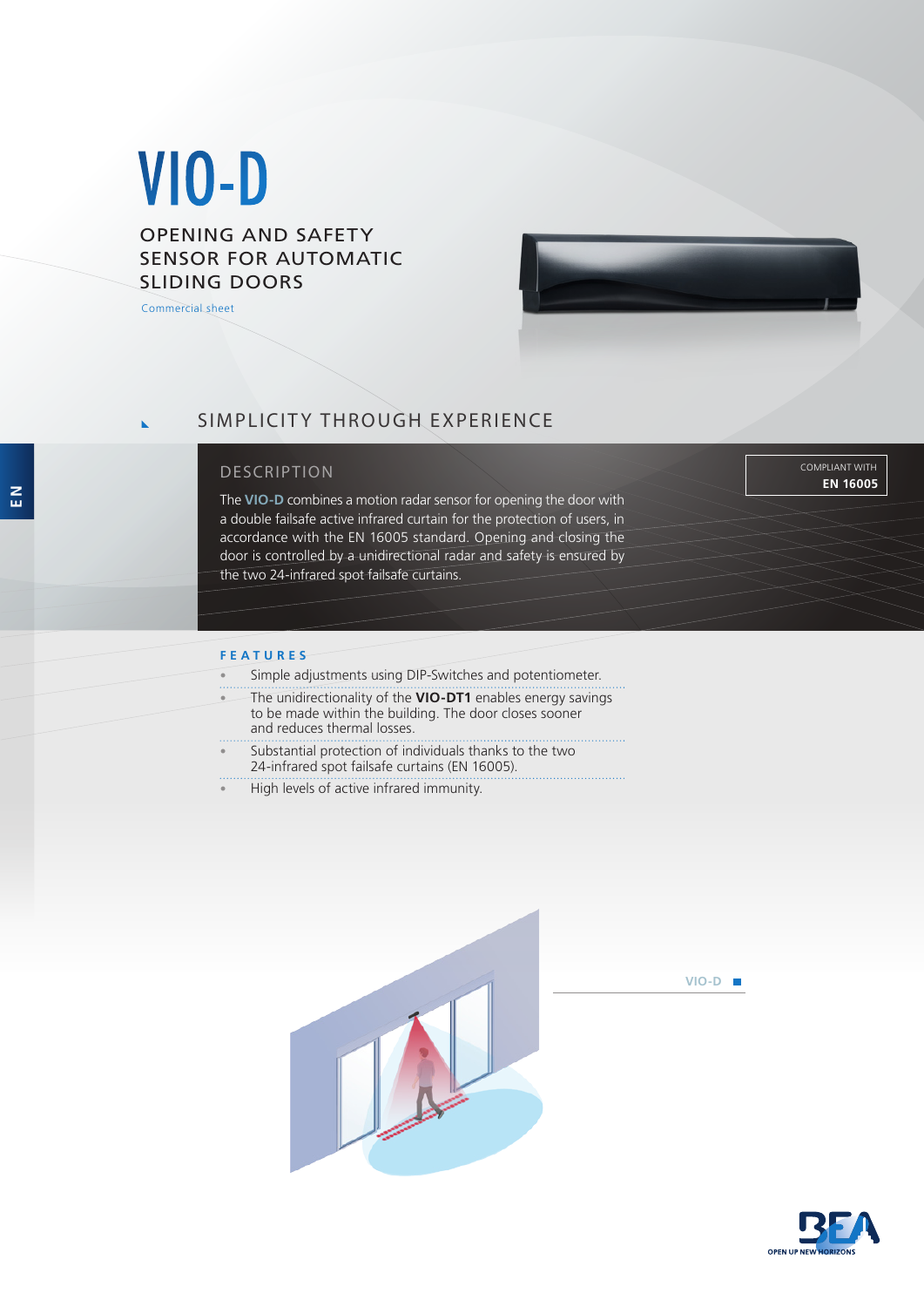# VIO-D

## OPENING AND SAFETY SENSOR FOR AUTOMATIC SLIDING DOORS

Commercial sheet

EN

## SIMPLICITY THROUGH EXPERIENCE

### DESCRIPTION

COMPLIANT WITH
**EN 16005**

The **VIO-D** combines a motion radar sensor for opening the door with a double failsafe active infrared curtain for the protection of users, in accordance with the EN 16005 standard. Opening and closing the door is controlled by a unidirectional radar and safety is ensured by the two 24-infrared spot failsafe curtains.

### FEATURES

- Simple adjustments using DIP-Switches and potentiometer.
- The unidirectionality of the **VIO-DT1** enables energy savings to be made within the building. The door closes sooner and reduces thermal losses.
- Substantial protection of individuals thanks to the two 24-infrared spot failsafe curtains (EN 16005).
- High levels of active infrared immunity.

VIO-D

BEA
OPEN UP NEW HORIZONS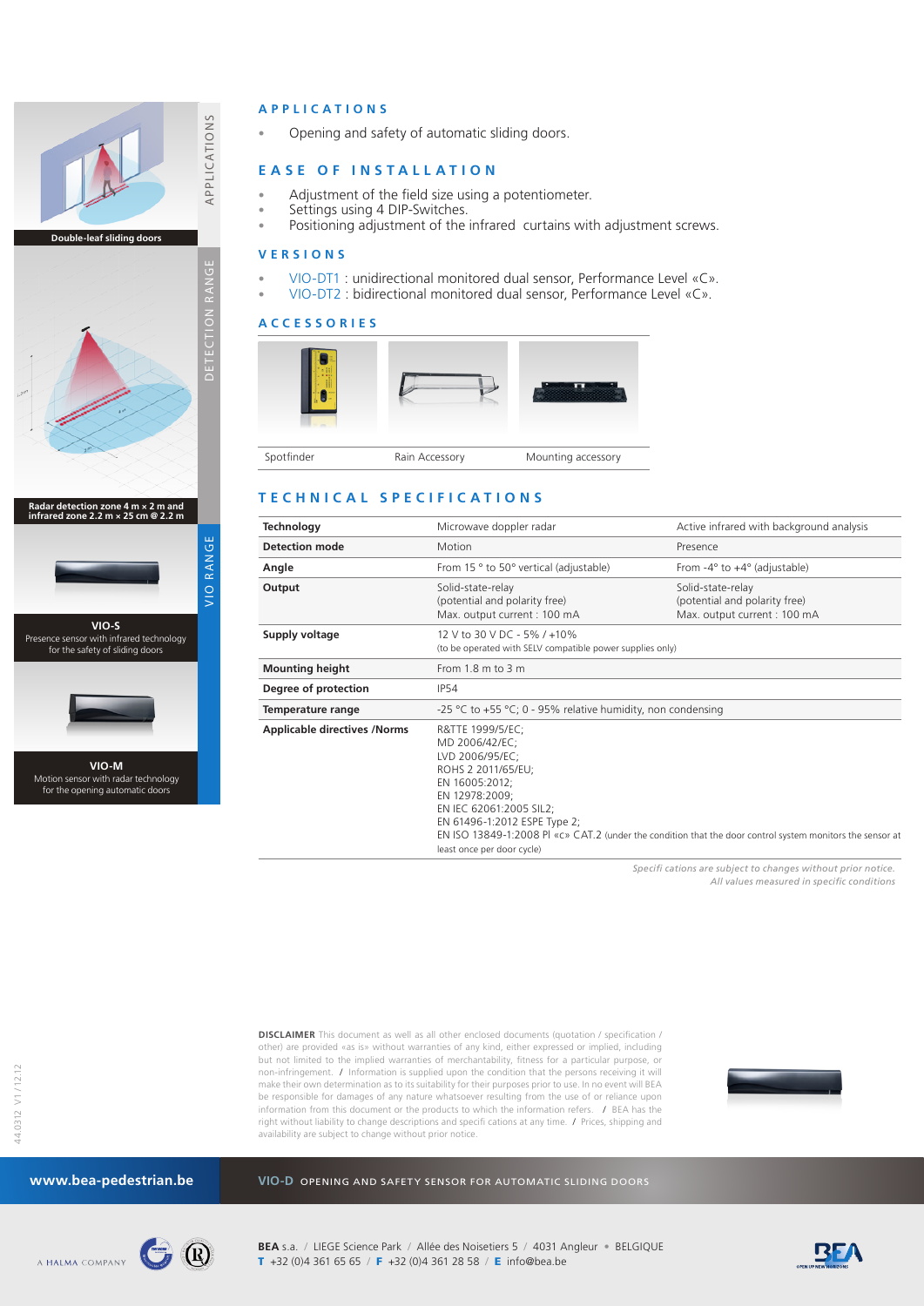APPLICATIONS

Double-leaf sliding doors

DETECTION RANGE

Radar detection zone 4 m × 2 m and infrared zone 2.2 m × 25 cm @ 2.2 m

VIO RANGE

**VIO-S**
Presence sensor with infrared technology for the safety of sliding doors

**VIO-M**
Motion sensor with radar technology for the opening automatic doors

## APPLICATIONS

- Opening and safety of automatic sliding doors.

## EASE OF INSTALLATION

- Adjustment of the field size using a potentiometer.
- Settings using 4 DIP-Switches.
- Positioning adjustment of the infrared curtains with adjustment screws.

## VERSIONS

- VIO-DT1 : unidirectional monitored dual sensor, Performance Level «C».
- VIO-DT2 : bidirectional monitored dual sensor, Performance Level «C».

## ACCESSORIES

Spotfinder | Rain Accessory | Mounting accessory

## TECHNICAL SPECIFICATIONS

| | | |
|---|---|---|
| **Technology** | Microwave doppler radar | Active infrared with background analysis |
| **Detection mode** | Motion | Presence |
| **Angle** | From 15 ° to 50° vertical (adjustable) | From -4° to +4° (adjustable) |
| **Output** | Solid-state-relay<br>(potential and polarity free)<br>Max. output current : 100 mA | Solid-state-relay<br>(potential and polarity free)<br>Max. output current : 100 mA |
| **Supply voltage** | 12 V to 30 V DC - 5% / +10%<br>(to be operated with SELV compatible power supplies only) | |
| **Mounting height** | From 1.8 m to 3 m | |
| **Degree of protection** | IP54 | |
| **Temperature range** | -25 °C to +55 °C; 0 - 95% relative humidity, non condensing | |
| **Applicable directives /Norms** | R&TTE 1999/5/EC;<br>MD 2006/42/EC;<br>LVD 2006/95/EC;<br>ROHS 2 2011/65/EU;<br>EN 16005:2012;<br>EN 12978:2009;<br>EN IEC 62061:2005 SIL2;<br>EN 61496-1:2012 ESPE Type 2;<br>EN ISO 13849-1:2008 Pl «c» CAT.2 (under the condition that the door control system monitors the sensor at least once per door cycle) | |

*Specifi cations are subject to changes without prior notice.*
*All values measured in specific conditions*

**DISCLAIMER** This document as well as all other enclosed documents (quotation / specification / other) are provided «as is» without warranties of any kind, either expressed or implied, including but not limited to the implied warranties of merchantability, fitness for a particular purpose, or non-infringement. / Information is supplied upon the condition that the persons receiving it will make their own determination as to its suitability for their purposes prior to use. In no event will BEA be responsible for damages of any nature whatsoever resulting from the use of or reliance upon information from this document or the products to which the information refers. / BEA has the right without liability to change descriptions and specifi cations at any time. / Prices, shipping and availability are subject to change without prior notice.

44.0312 V1 / 12.12

**www.bea-pedestrian.be**

**VIO-D** OPENING AND SAFETY SENSOR FOR AUTOMATIC SLIDING DOORS

A HALMA COMPANY

**BEA** s.a. / LIEGE Science Park / Allée des Noisetiers 5 / 4031 Angleur • BELGIQUE
**T** +32 (0)4 361 65 65 / **F** +32 (0)4 361 28 58 / **E** info@bea.be